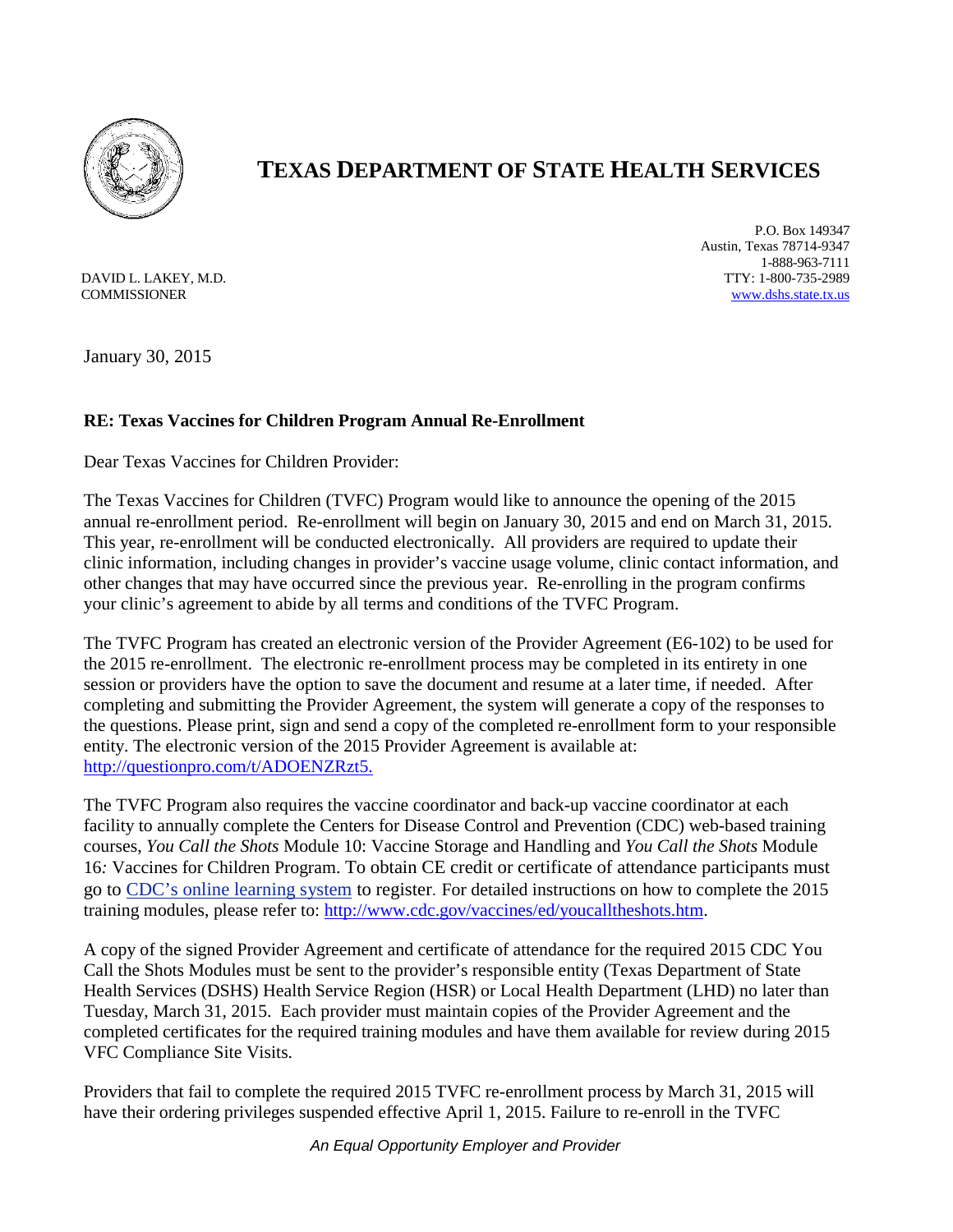# TEXAS DEPARTMENT OF STATE HEALTH SERVICES

DAVID L. LAKEY, M.D.
COMMISSIONER

P.O. Box 149347
Austin, Texas 78714-9347
1-888-963-7111
TTY: 1-800-735-2989
www.dshs.state.tx.us

January 30, 2015

**RE: Texas Vaccines for Children Program Annual Re-Enrollment**

Dear Texas Vaccines for Children Provider:

The Texas Vaccines for Children (TVFC) Program would like to announce the opening of the 2015 annual re-enrollment period. Re-enrollment will begin on January 30, 2015 and end on March 31, 2015. This year, re-enrollment will be conducted electronically. All providers are required to update their clinic information, including changes in provider's vaccine usage volume, clinic contact information, and other changes that may have occurred since the previous year. Re-enrolling in the program confirms your clinic's agreement to abide by all terms and conditions of the TVFC Program.

The TVFC Program has created an electronic version of the Provider Agreement (E6-102) to be used for the 2015 re-enrollment. The electronic re-enrollment process may be completed in its entirety in one session or providers have the option to save the document and resume at a later time, if needed. After completing and submitting the Provider Agreement, the system will generate a copy of the responses to the questions. Please print, sign and send a copy of the completed re-enrollment form to your responsible entity. The electronic version of the 2015 Provider Agreement is available at: http://questionpro.com/t/ADOENZRzt5.

The TVFC Program also requires the vaccine coordinator and back-up vaccine coordinator at each facility to annually complete the Centers for Disease Control and Prevention (CDC) web-based training courses, *You Call the Shots* Module 10: Vaccine Storage and Handling and *You Call the Shots* Module 16*:* Vaccines for Children Program. To obtain CE credit or certificate of attendance participants must go to CDC's online learning system to register. For detailed instructions on how to complete the 2015 training modules, please refer to: http://www.cdc.gov/vaccines/ed/youcalltheshots.htm.

A copy of the signed Provider Agreement and certificate of attendance for the required 2015 CDC You Call the Shots Modules must be sent to the provider's responsible entity (Texas Department of State Health Services (DSHS) Health Service Region (HSR) or Local Health Department (LHD) no later than Tuesday, March 31, 2015. Each provider must maintain copies of the Provider Agreement and the completed certificates for the required training modules and have them available for review during 2015 VFC Compliance Site Visits.

Providers that fail to complete the required 2015 TVFC re-enrollment process by March 31, 2015 will have their ordering privileges suspended effective April 1, 2015. Failure to re-enroll in the TVFC

*An Equal Opportunity Employer and Provider*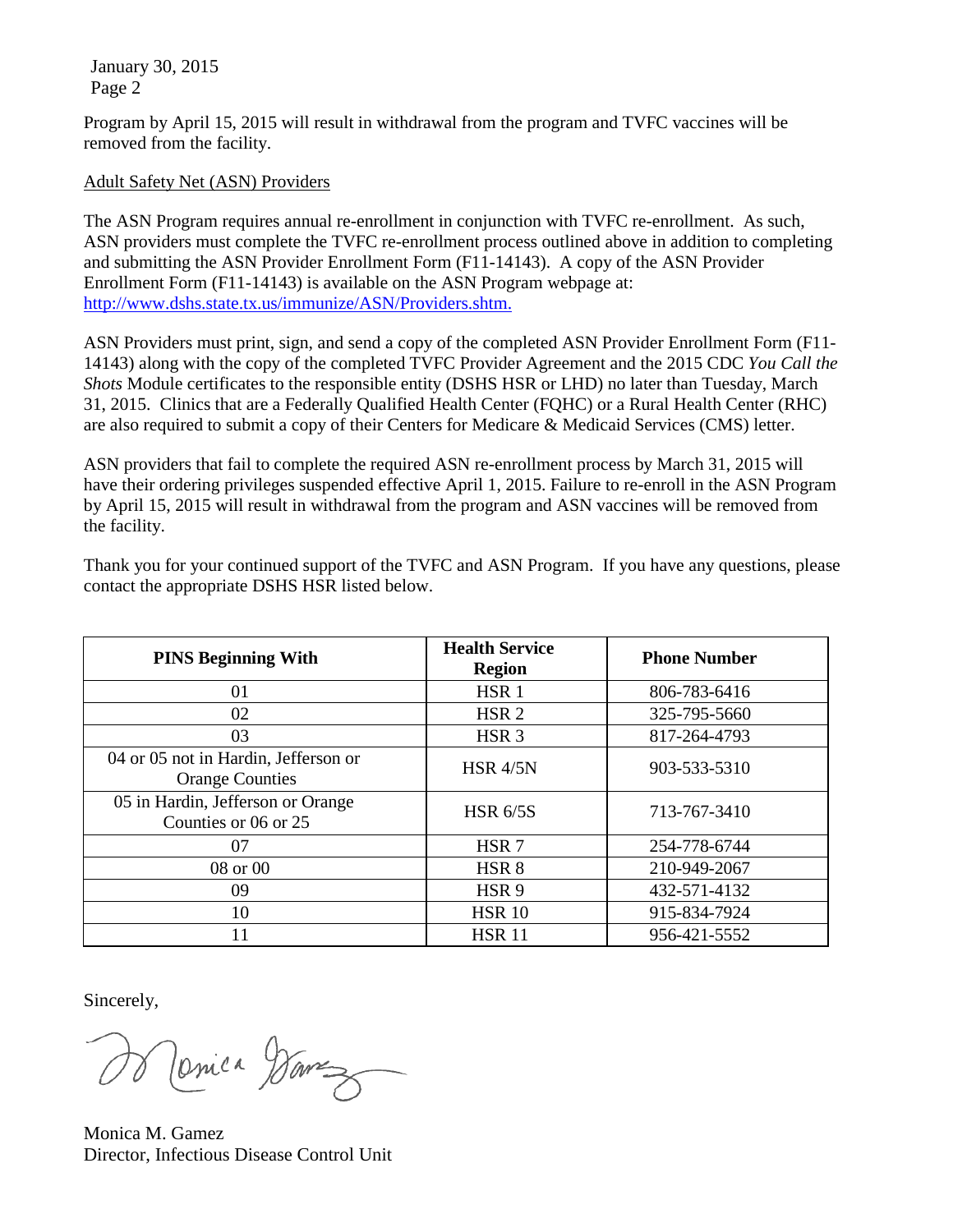Program by April 15, 2015 will result in withdrawal from the program and TVFC vaccines will be removed from the facility.

Adult Safety Net (ASN) Providers

The ASN Program requires annual re-enrollment in conjunction with TVFC re-enrollment. As such, ASN providers must complete the TVFC re-enrollment process outlined above in addition to completing and submitting the ASN Provider Enrollment Form (F11-14143). A copy of the ASN Provider Enrollment Form (F11-14143) is available on the ASN Program webpage at: http://www.dshs.state.tx.us/immunize/ASN/Providers.shtm.

ASN Providers must print, sign, and send a copy of the completed ASN Provider Enrollment Form (F11-14143) along with the copy of the completed TVFC Provider Agreement and the 2015 CDC *You Call the Shots* Module certificates to the responsible entity (DSHS HSR or LHD) no later than Tuesday, March 31, 2015. Clinics that are a Federally Qualified Health Center (FQHC) or a Rural Health Center (RHC) are also required to submit a copy of their Centers for Medicare & Medicaid Services (CMS) letter.

ASN providers that fail to complete the required ASN re-enrollment process by March 31, 2015 will have their ordering privileges suspended effective April 1, 2015. Failure to re-enroll in the ASN Program by April 15, 2015 will result in withdrawal from the program and ASN vaccines will be removed from the facility.

Thank you for your continued support of the TVFC and ASN Program. If you have any questions, please contact the appropriate DSHS HSR listed below.

| PINS Beginning With | Health Service Region | Phone Number |
|---|---|---|
| 01 | HSR 1 | 806-783-6416 |
| 02 | HSR 2 | 325-795-5660 |
| 03 | HSR 3 | 817-264-4793 |
| 04 or 05 not in Hardin, Jefferson or Orange Counties | HSR 4/5N | 903-533-5310 |
| 05 in Hardin, Jefferson or Orange Counties or 06 or 25 | HSR 6/5S | 713-767-3410 |
| 07 | HSR 7 | 254-778-6744 |
| 08 or 00 | HSR 8 | 210-949-2067 |
| 09 | HSR 9 | 432-571-4132 |
| 10 | HSR 10 | 915-834-7924 |
| 11 | HSR 11 | 956-421-5552 |

Sincerely,

Monica M. Gamez
Director, Infectious Disease Control Unit